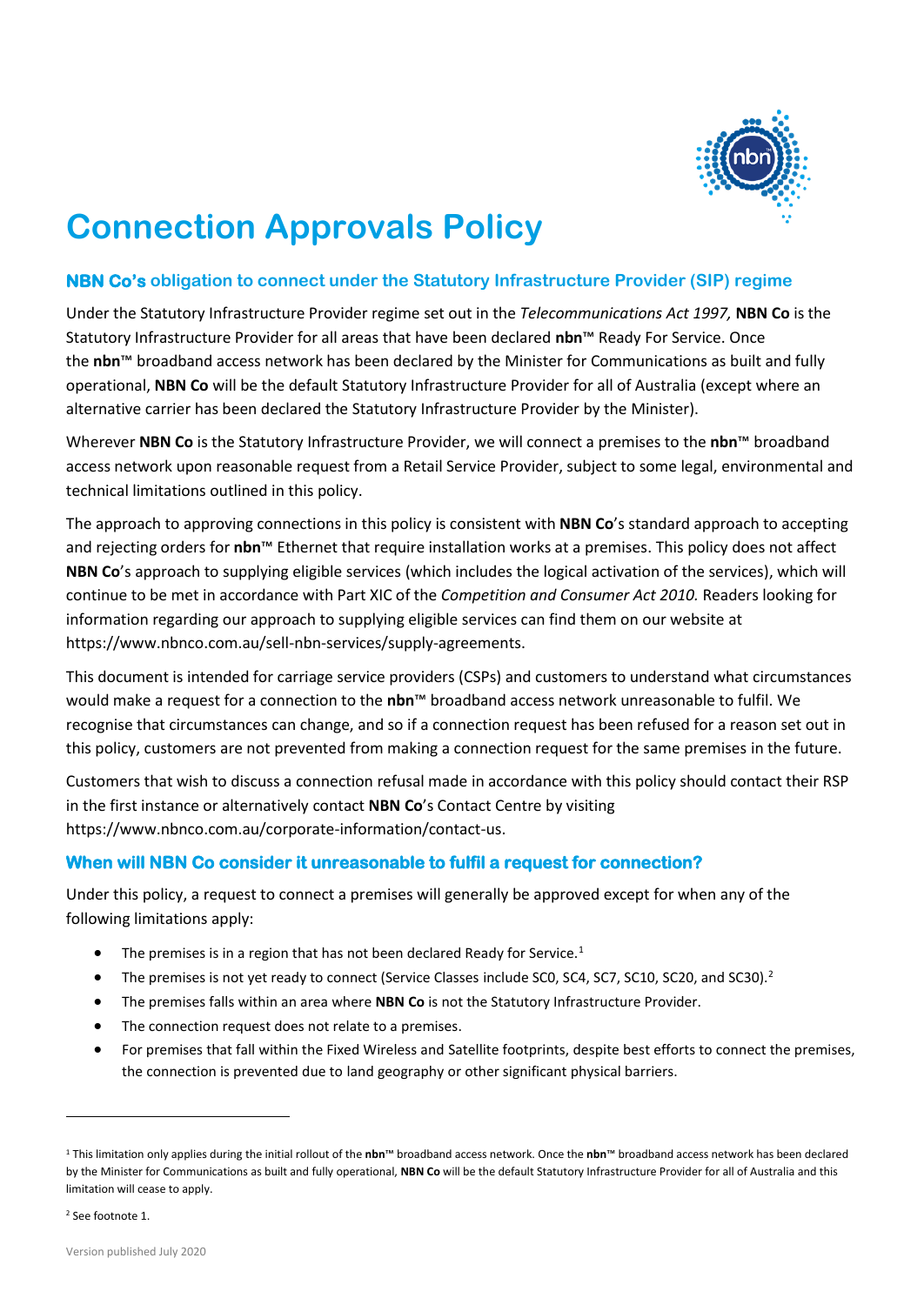# Connection Approvals Policy

## NBN Co's obligation to connect under the Statutory Infrastructure Provider (SIP) regime

Under the Statutory Infrastructure Provider regime set out in the *Telecommunications Act 1997,* **NBN Co** is the Statutory Infrastructure Provider for all areas that have been declared **nbn**™ Ready For Service. Once the **nbn**™ broadband access network has been declared by the Minister for Communications as built and fully operational, **NBN Co** will be the default Statutory Infrastructure Provider for all of Australia (except where an alternative carrier has been declared the Statutory Infrastructure Provider by the Minister).

Wherever **NBN Co** is the Statutory Infrastructure Provider, we will connect a premises to the **nbn**™ broadband access network upon reasonable request from a Retail Service Provider, subject to some legal, environmental and technical limitations outlined in this policy.

The approach to approving connections in this policy is consistent with **NBN Co**'s standard approach to accepting and rejecting orders for **nbn**™ Ethernet that require installation works at a premises. This policy does not affect **NBN Co**'s approach to supplying eligible services (which includes the logical activation of the services), which will continue to be met in accordance with Part XIC of the *Competition and Consumer Act 2010.* Readers looking for information regarding our approach to supplying eligible services can find them on our website at https://www.nbnco.com.au/sell-nbn-services/supply-agreements.

This document is intended for carriage service providers (CSPs) and customers to understand what circumstances would make a request for a connection to the **nbn**™ broadband access network unreasonable to fulfil. We recognise that circumstances can change, and so if a connection request has been refused for a reason set out in this policy, customers are not prevented from making a connection request for the same premises in the future.

Customers that wish to discuss a connection refusal made in accordance with this policy should contact their RSP in the first instance or alternatively contact **NBN Co**'s Contact Centre by visiting https://www.nbnco.com.au/corporate-information/contact-us.

## When will NBN Co consider it unreasonable to fulfil a request for connection?

Under this policy, a request to connect a premises will generally be approved except for when any of the following limitations apply:

- The premises is in a region that has not been declared Ready for Service.[1]
- The premises is not yet ready to connect (Service Classes include SC0, SC4, SC7, SC10, SC20, and SC30).[2]
- The premises falls within an area where **NBN Co** is not the Statutory Infrastructure Provider.
- The connection request does not relate to a premises.
- For premises that fall within the Fixed Wireless and Satellite footprints, despite best efforts to connect the premises, the connection is prevented due to land geography or other significant physical barriers.

---

[1] This limitation only applies during the initial rollout of the **nbn**™ broadband access network. Once the **nbn**™ broadband access network has been declared by the Minister for Communications as built and fully operational, **NBN Co** will be the default Statutory Infrastructure Provider for all of Australia and this limitation will cease to apply.

[2] See footnote 1.

Version published July 2020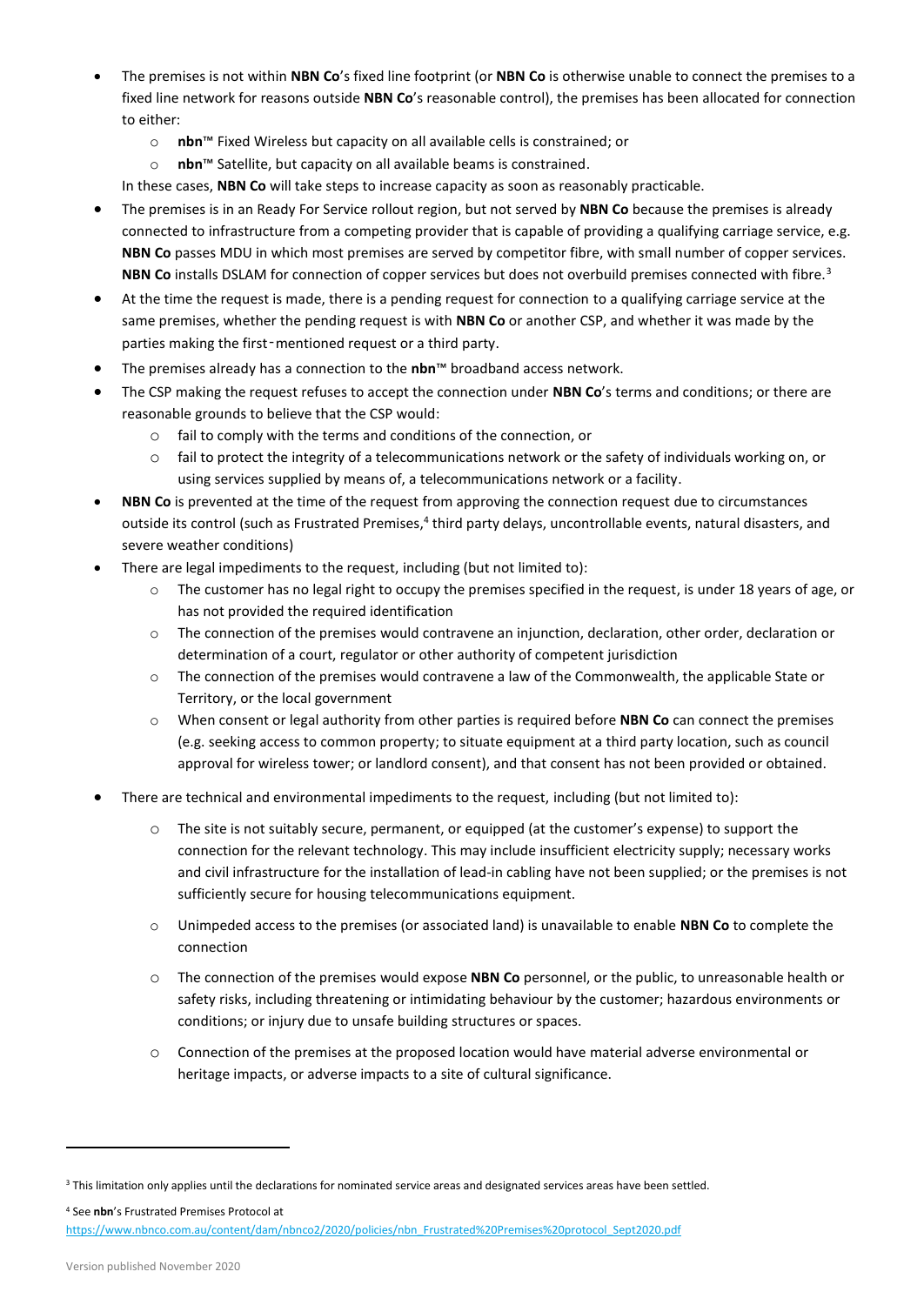- The premises is not within **NBN Co**'s fixed line footprint (or **NBN Co** is otherwise unable to connect the premises to a fixed line network for reasons outside **NBN Co**'s reasonable control), the premises has been allocated for connection to either:
    - **nbn**™ Fixed Wireless but capacity on all available cells is constrained; or
    - **nbn**™ Satellite, but capacity on all available beams is constrained.

  In these cases, **NBN Co** will take steps to increase capacity as soon as reasonably practicable.
- The premises is in an Ready For Service rollout region, but not served by **NBN Co** because the premises is already connected to infrastructure from a competing provider that is capable of providing a qualifying carriage service, e.g. **NBN Co** passes MDU in which most premises are served by competitor fibre, with small number of copper services. **NBN Co** installs DSLAM for connection of copper services but does not overbuild premises connected with fibre.[3]
- At the time the request is made, there is a pending request for connection to a qualifying carriage service at the same premises, whether the pending request is with **NBN Co** or another CSP, and whether it was made by the parties making the first‑mentioned request or a third party.
- The premises already has a connection to the **nbn**™ broadband access network.
- The CSP making the request refuses to accept the connection under **NBN Co**'s terms and conditions; or there are reasonable grounds to believe that the CSP would:
    - fail to comply with the terms and conditions of the connection, or
    - fail to protect the integrity of a telecommunications network or the safety of individuals working on, or using services supplied by means of, a telecommunications network or a facility.
- **NBN Co** is prevented at the time of the request from approving the connection request due to circumstances outside its control (such as Frustrated Premises,[4] third party delays, uncontrollable events, natural disasters, and severe weather conditions)
- There are legal impediments to the request, including (but not limited to):
    - The customer has no legal right to occupy the premises specified in the request, is under 18 years of age, or has not provided the required identification
    - The connection of the premises would contravene an injunction, declaration, other order, declaration or determination of a court, regulator or other authority of competent jurisdiction
    - The connection of the premises would contravene a law of the Commonwealth, the applicable State or Territory, or the local government
    - When consent or legal authority from other parties is required before **NBN Co** can connect the premises (e.g. seeking access to common property; to situate equipment at a third party location, such as council approval for wireless tower; or landlord consent), and that consent has not been provided or obtained.
- There are technical and environmental impediments to the request, including (but not limited to):
    - The site is not suitably secure, permanent, or equipped (at the customer's expense) to support the connection for the relevant technology. This may include insufficient electricity supply; necessary works and civil infrastructure for the installation of lead-in cabling have not been supplied; or the premises is not sufficiently secure for housing telecommunications equipment.
    - Unimpeded access to the premises (or associated land) is unavailable to enable **NBN Co** to complete the connection
    - The connection of the premises would expose **NBN Co** personnel, or the public, to unreasonable health or safety risks, including threatening or intimidating behaviour by the customer; hazardous environments or conditions; or injury due to unsafe building structures or spaces.
    - Connection of the premises at the proposed location would have material adverse environmental or heritage impacts, or adverse impacts to a site of cultural significance.

---

[3] This limitation only applies until the declarations for nominated service areas and designated services areas have been settled.

[4] See **nbn**'s Frustrated Premises Protocol at https://www.nbnco.com.au/content/dam/nbnco2/2020/policies/nbn_Frustrated%20Premises%20protocol_Sept2020.pdf

Version published November 2020